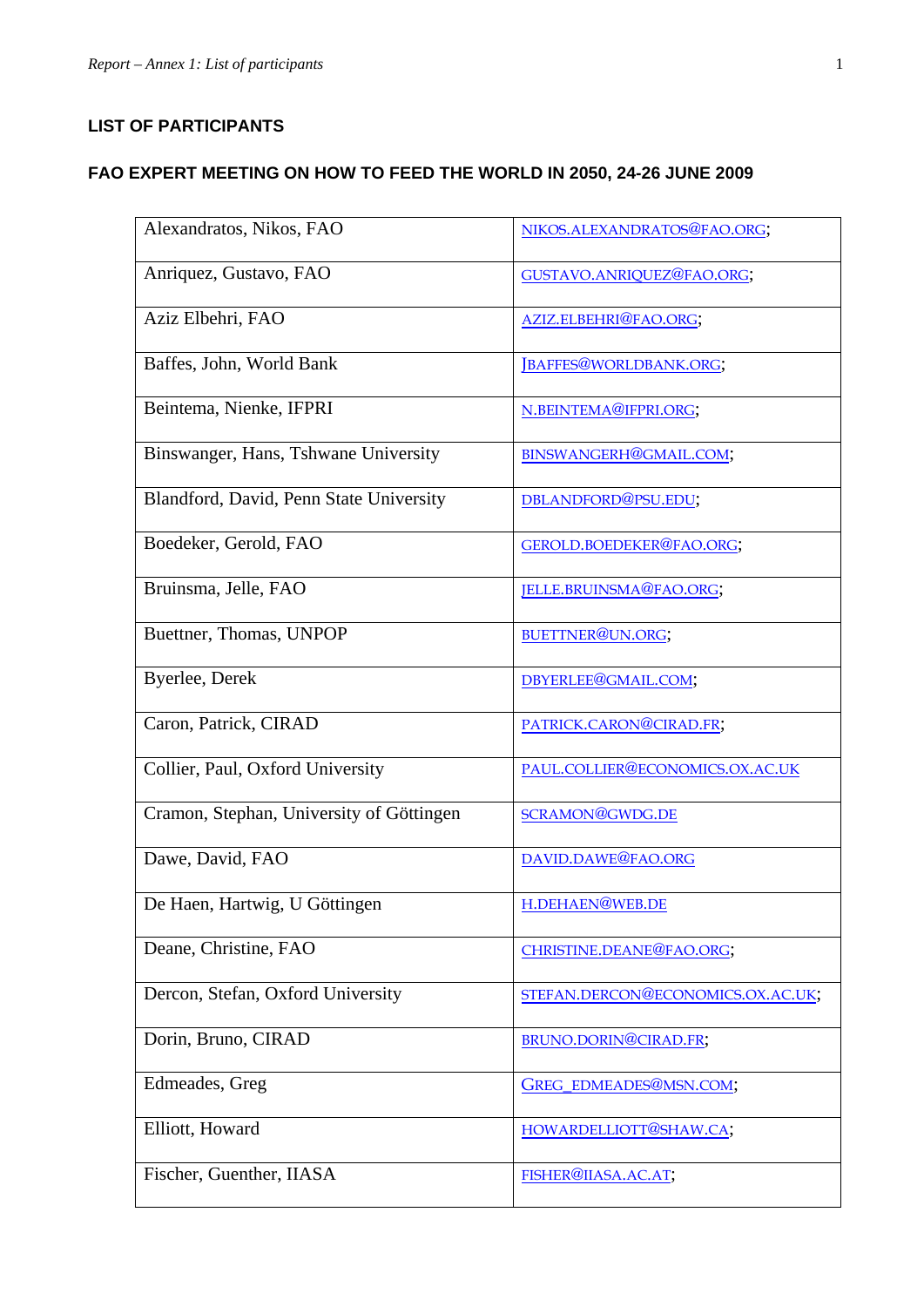## LIST OF PARTICIPANTS

## FAO EXPERT MEETING ON HOW TO FEED THE WORLD IN 2050, 24-26 JUNE 2009

| | |
|---|---|
| Alexandratos, Nikos, FAO | NIKOS.ALEXANDRATOS@FAO.ORG; |
| Anriquez, Gustavo, FAO | GUSTAVO.ANRIQUEZ@FAO.ORG; |
| Aziz Elbehri, FAO | AZIZ.ELBEHRI@FAO.ORG; |
| Baffes, John, World Bank | JBAFFES@WORLDBANK.ORG; |
| Beintema, Nienke, IFPRI | N.BEINTEMA@IFPRI.ORG; |
| Binswanger, Hans, Tshwane University | BINSWANGERH@GMAIL.COM; |
| Blandford, David, Penn State University | DBLANDFORD@PSU.EDU; |
| Boedeker, Gerold, FAO | GEROLD.BOEDEKER@FAO.ORG; |
| Bruinsma, Jelle, FAO | JELLE.BRUINSMA@FAO.ORG; |
| Buettner, Thomas, UNPOP | BUETTNER@UN.ORG; |
| Byerlee, Derek | DBYERLEE@GMAIL.COM; |
| Caron, Patrick, CIRAD | PATRICK.CARON@CIRAD.FR; |
| Collier, Paul, Oxford University | PAUL.COLLIER@ECONOMICS.OX.AC.UK |
| Cramon, Stephan, University of Göttingen | SCRAMON@GWDG.DE |
| Dawe, David, FAO | DAVID.DAWE@FAO.ORG |
| De Haen, Hartwig, U Göttingen | H.DEHAEN@WEB.DE |
| Deane, Christine, FAO | CHRISTINE.DEANE@FAO.ORG; |
| Dercon, Stefan, Oxford University | STEFAN.DERCON@ECONOMICS.OX.AC.UK; |
| Dorin, Bruno, CIRAD | BRUNO.DORIN@CIRAD.FR; |
| Edmeades, Greg | GREG_EDMEADES@MSN.COM; |
| Elliott, Howard | HOWARDELLIOTT@SHAW.CA; |
| Fischer, Guenther, IIASA | FISHER@IIASA.AC.AT; |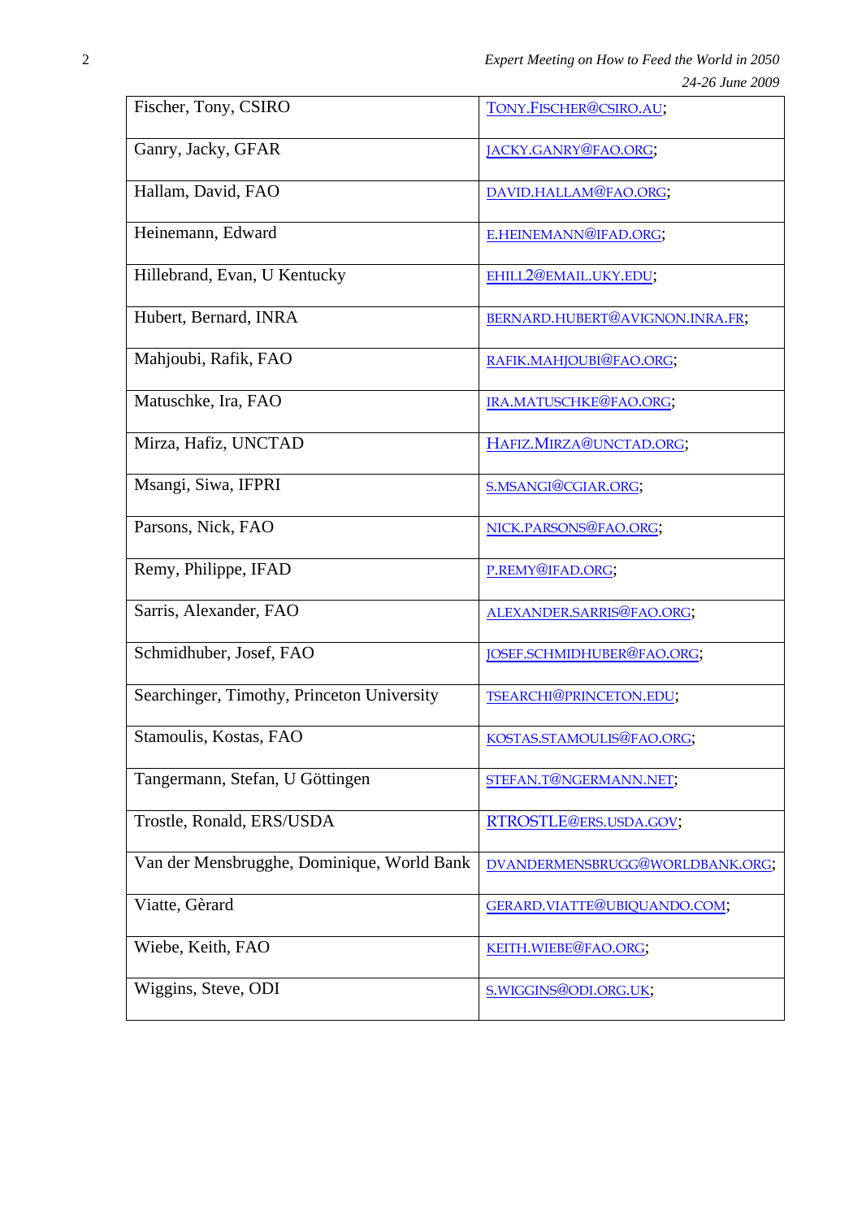| | |
|---|---|
| Fischer, Tony, CSIRO | TONY.FISCHER@CSIRO.AU; |
| Ganry, Jacky, GFAR | JACKY.GANRY@FAO.ORG; |
| Hallam, David, FAO | DAVID.HALLAM@FAO.ORG; |
| Heinemann, Edward | E.HEINEMANN@IFAD.ORG; |
| Hillebrand, Evan, U Kentucky | EHILL2@EMAIL.UKY.EDU; |
| Hubert, Bernard, INRA | BERNARD.HUBERT@AVIGNON.INRA.FR; |
| Mahjoubi, Rafik, FAO | RAFIK.MAHJOUBI@FAO.ORG; |
| Matuschke, Ira, FAO | IRA.MATUSCHKE@FAO.ORG; |
| Mirza, Hafiz, UNCTAD | HAFIZ.MIRZA@UNCTAD.ORG; |
| Msangi, Siwa, IFPRI | S.MSANGI@CGIAR.ORG; |
| Parsons, Nick, FAO | NICK.PARSONS@FAO.ORG; |
| Remy, Philippe, IFAD | P.REMY@IFAD.ORG; |
| Sarris, Alexander, FAO | ALEXANDER.SARRIS@FAO.ORG; |
| Schmidhuber, Josef, FAO | JOSEF.SCHMIDHUBER@FAO.ORG; |
| Searchinger, Timothy, Princeton University | TSEARCHI@PRINCETON.EDU; |
| Stamoulis, Kostas, FAO | KOSTAS.STAMOULIS@FAO.ORG; |
| Tangermann, Stefan, U Göttingen | STEFAN.T@NGERMANN.NET; |
| Trostle, Ronald, ERS/USDA | RTROSTLE@ERS.USDA.GOV; |
| Van der Mensbrugghe, Dominique, World Bank | DVANDERMENSBRUGG@WORLDBANK.ORG; |
| Viatte, Gèrard | GERARD.VIATTE@UBIQUANDO.COM; |
| Wiebe, Keith, FAO | KEITH.WIEBE@FAO.ORG; |
| Wiggins, Steve, ODI | S.WIGGINS@ODI.ORG.UK; |